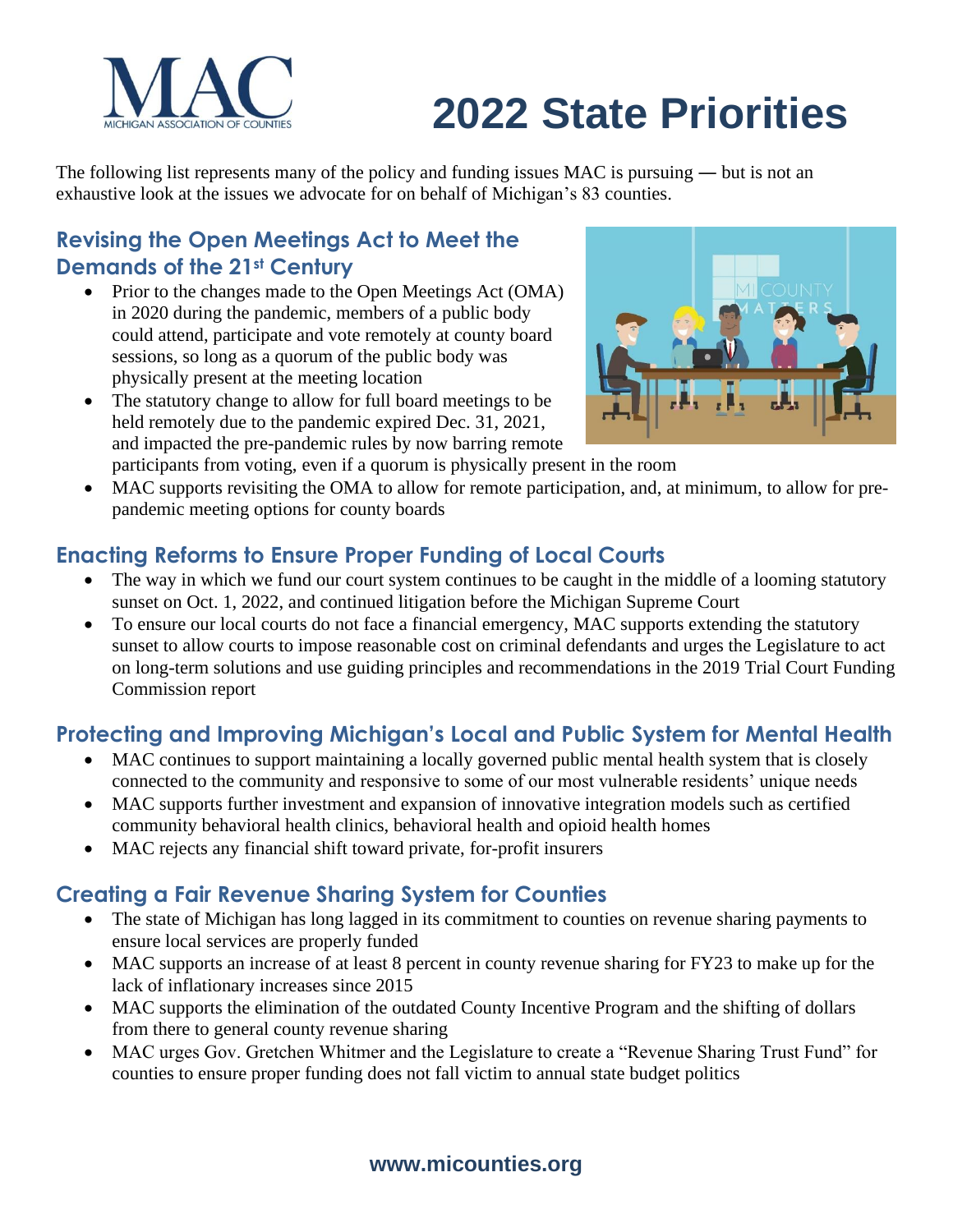MAC
MICHIGAN ASSOCIATION OF COUNTIES

# 2022 State Priorities

The following list represents many of the policy and funding issues MAC is pursuing — but is not an exhaustive look at the issues we advocate for on behalf of Michigan's 83 counties.

## Revising the Open Meetings Act to Meet the Demands of the 21st Century

- Prior to the changes made to the Open Meetings Act (OMA) in 2020 during the pandemic, members of a public body could attend, participate and vote remotely at county board sessions, so long as a quorum of the public body was physically present at the meeting location
- The statutory change to allow for full board meetings to be held remotely due to the pandemic expired Dec. 31, 2021, and impacted the pre-pandemic rules by now barring remote participants from voting, even if a quorum is physically present in the room
- MAC supports revisiting the OMA to allow for remote participation, and, at minimum, to allow for pre-pandemic meeting options for county boards

## Enacting Reforms to Ensure Proper Funding of Local Courts

- The way in which we fund our court system continues to be caught in the middle of a looming statutory sunset on Oct. 1, 2022, and continued litigation before the Michigan Supreme Court
- To ensure our local courts do not face a financial emergency, MAC supports extending the statutory sunset to allow courts to impose reasonable cost on criminal defendants and urges the Legislature to act on long-term solutions and use guiding principles and recommendations in the 2019 Trial Court Funding Commission report

## Protecting and Improving Michigan's Local and Public System for Mental Health

- MAC continues to support maintaining a locally governed public mental health system that is closely connected to the community and responsive to some of our most vulnerable residents' unique needs
- MAC supports further investment and expansion of innovative integration models such as certified community behavioral health clinics, behavioral health and opioid health homes
- MAC rejects any financial shift toward private, for-profit insurers

## Creating a Fair Revenue Sharing System for Counties

- The state of Michigan has long lagged in its commitment to counties on revenue sharing payments to ensure local services are properly funded
- MAC supports an increase of at least 8 percent in county revenue sharing for FY23 to make up for the lack of inflationary increases since 2015
- MAC supports the elimination of the outdated County Incentive Program and the shifting of dollars from there to general county revenue sharing
- MAC urges Gov. Gretchen Whitmer and the Legislature to create a "Revenue Sharing Trust Fund" for counties to ensure proper funding does not fall victim to annual state budget politics

www.micounties.org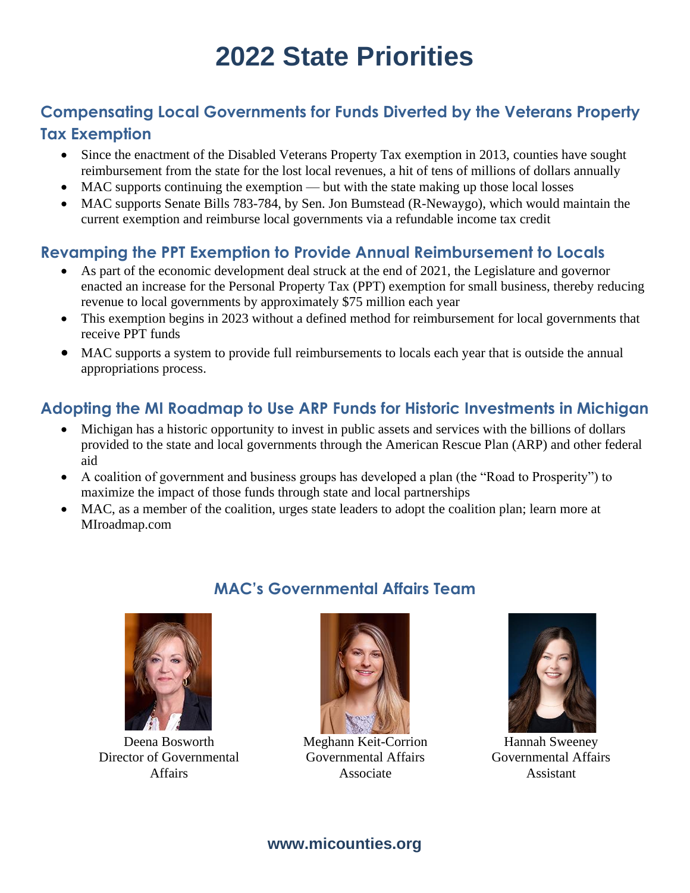# 2022 State Priorities

## Compensating Local Governments for Funds Diverted by the Veterans Property Tax Exemption

- Since the enactment of the Disabled Veterans Property Tax exemption in 2013, counties have sought reimbursement from the state for the lost local revenues, a hit of tens of millions of dollars annually
- MAC supports continuing the exemption — but with the state making up those local losses
- MAC supports Senate Bills 783-784, by Sen. Jon Bumstead (R-Newaygo), which would maintain the current exemption and reimburse local governments via a refundable income tax credit

## Revamping the PPT Exemption to Provide Annual Reimbursement to Locals

- As part of the economic development deal struck at the end of 2021, the Legislature and governor enacted an increase for the Personal Property Tax (PPT) exemption for small business, thereby reducing revenue to local governments by approximately $75 million each year
- This exemption begins in 2023 without a defined method for reimbursement for local governments that receive PPT funds
- MAC supports a system to provide full reimbursements to locals each year that is outside the annual appropriations process.

## Adopting the MI Roadmap to Use ARP Funds for Historic Investments in Michigan

- Michigan has a historic opportunity to invest in public assets and services with the billions of dollars provided to the state and local governments through the American Rescue Plan (ARP) and other federal aid
- A coalition of government and business groups has developed a plan (the "Road to Prosperity") to maximize the impact of those funds through state and local partnerships
- MAC, as a member of the coalition, urges state leaders to adopt the coalition plan; learn more at MIroadmap.com

## MAC's Governmental Affairs Team

Deena Bosworth
Director of Governmental Affairs

Meghann Keit-Corrion
Governmental Affairs Associate

Hannah Sweeney
Governmental Affairs Assistant

**www.micounties.org**